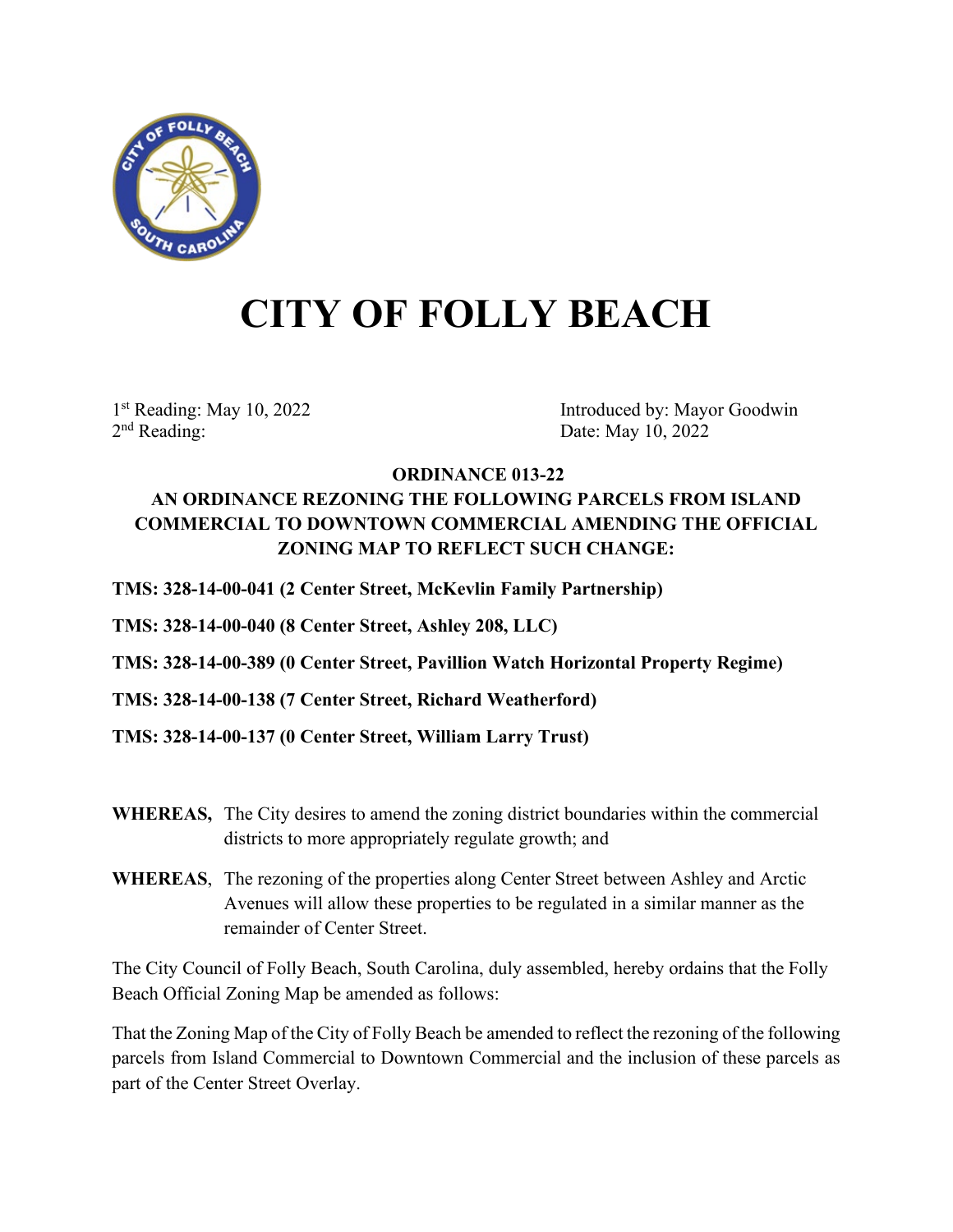# CITY OF FOLLY BEACH

1st Reading: May 10, 2022
2nd Reading:

Introduced by: Mayor Goodwin
Date: May 10, 2022

**ORDINANCE 013-22**

**AN ORDINANCE REZONING THE FOLLOWING PARCELS FROM ISLAND COMMERCIAL TO DOWNTOWN COMMERCIAL AMENDING THE OFFICIAL ZONING MAP TO REFLECT SUCH CHANGE:**

**TMS: 328-14-00-041 (2 Center Street, McKevlin Family Partnership)**

**TMS: 328-14-00-040 (8 Center Street, Ashley 208, LLC)**

**TMS: 328-14-00-389 (0 Center Street, Pavillion Watch Horizontal Property Regime)**

**TMS: 328-14-00-138 (7 Center Street, Richard Weatherford)**

**TMS: 328-14-00-137 (0 Center Street, William Larry Trust)**

**WHEREAS,** The City desires to amend the zoning district boundaries within the commercial districts to more appropriately regulate growth; and

**WHEREAS**, The rezoning of the properties along Center Street between Ashley and Arctic Avenues will allow these properties to be regulated in a similar manner as the remainder of Center Street.

The City Council of Folly Beach, South Carolina, duly assembled, hereby ordains that the Folly Beach Official Zoning Map be amended as follows:

That the Zoning Map of the City of Folly Beach be amended to reflect the rezoning of the following parcels from Island Commercial to Downtown Commercial and the inclusion of these parcels as part of the Center Street Overlay.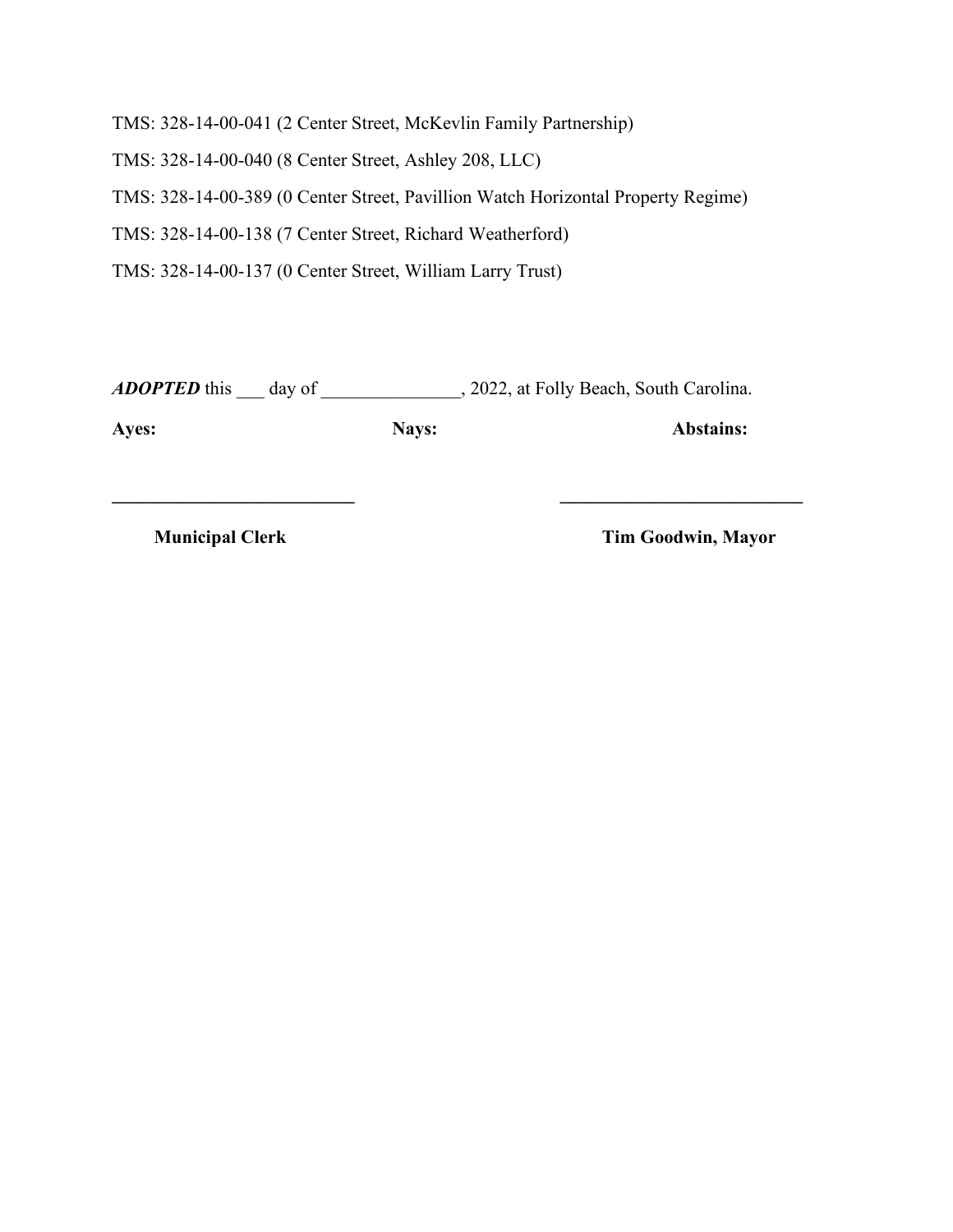TMS: 328-14-00-041 (2 Center Street, McKevlin Family Partnership)

TMS: 328-14-00-040 (8 Center Street, Ashley 208, LLC)

TMS: 328-14-00-389 (0 Center Street, Pavillion Watch Horizontal Property Regime)

TMS: 328-14-00-138 (7 Center Street, Richard Weatherford)

TMS: 328-14-00-137 (0 Center Street, William Larry Trust)

***ADOPTED*** this ___ day of _______________, 2022, at Folly Beach, South Carolina.

**Ayes:** **Nays:** **Abstains:**

___________________________ ___________________________

**Municipal Clerk** **Tim Goodwin, Mayor**